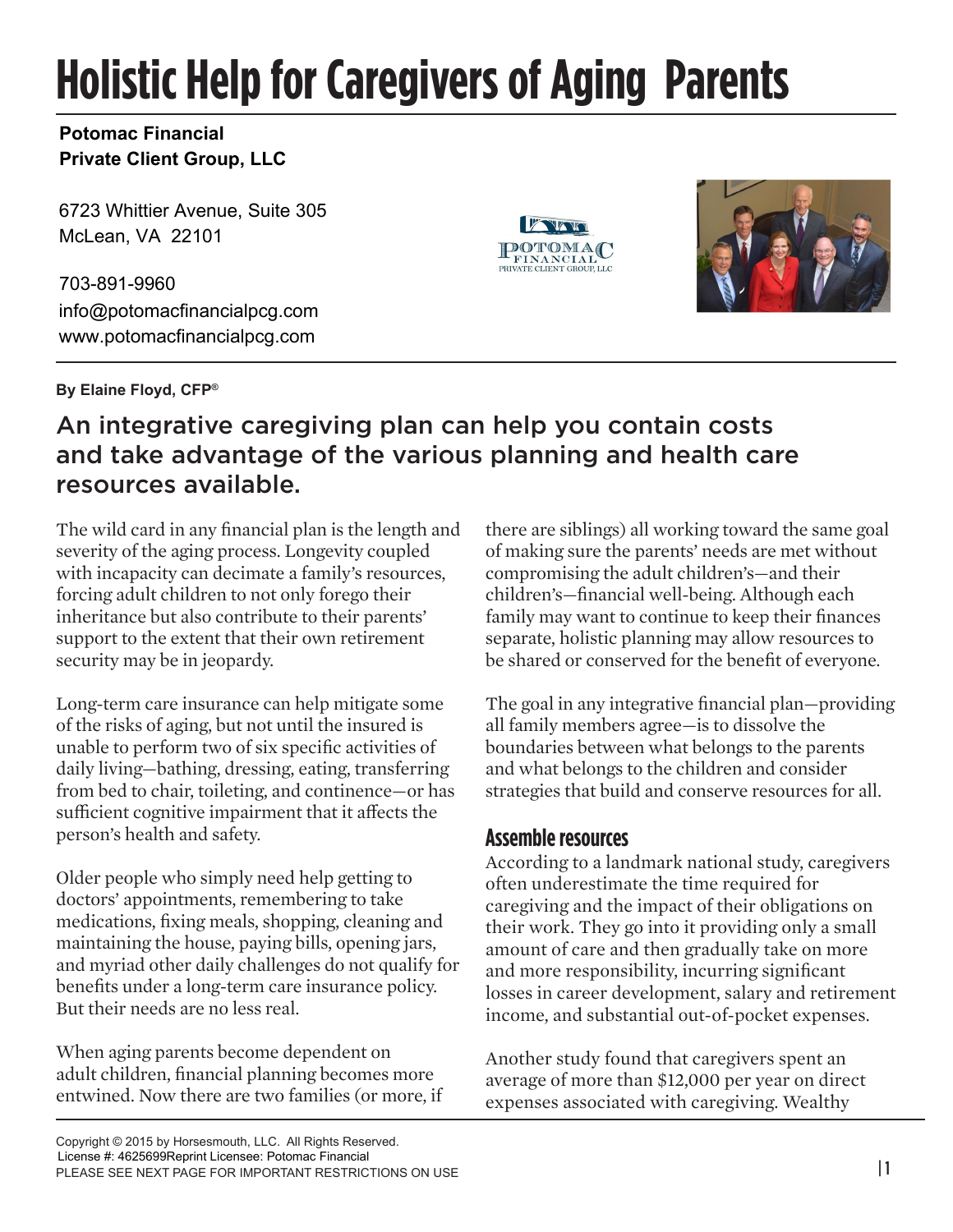# Holistic Help for Caregivers of Aging Parents

**Potomac Financial**
**Private Client Group, LLC**

6723 Whittier Avenue, Suite 305
McLean, VA 22101

703-891-9960
info@potomacfinancialpcg.com
www.potomacfinancialpcg.com

**By Elaine Floyd, CFP®**

## An integrative caregiving plan can help you contain costs and take advantage of the various planning and health care resources available.

The wild card in any financial plan is the length and severity of the aging process. Longevity coupled with incapacity can decimate a family's resources, forcing adult children to not only forego their inheritance but also contribute to their parents' support to the extent that their own retirement security may be in jeopardy.

Long-term care insurance can help mitigate some of the risks of aging, but not until the insured is unable to perform two of six specific activities of daily living—bathing, dressing, eating, transferring from bed to chair, toileting, and continence—or has sufficient cognitive impairment that it affects the person's health and safety.

Older people who simply need help getting to doctors' appointments, remembering to take medications, fixing meals, shopping, cleaning and maintaining the house, paying bills, opening jars, and myriad other daily challenges do not qualify for benefits under a long-term care insurance policy. But their needs are no less real.

When aging parents become dependent on adult children, financial planning becomes more entwined. Now there are two families (or more, if there are siblings) all working toward the same goal of making sure the parents' needs are met without compromising the adult children's—and their children's—financial well-being. Although each family may want to continue to keep their finances separate, holistic planning may allow resources to be shared or conserved for the benefit of everyone.

The goal in any integrative financial plan—providing all family members agree—is to dissolve the boundaries between what belongs to the parents and what belongs to the children and consider strategies that build and conserve resources for all.

### Assemble resources

According to a landmark national study, caregivers often underestimate the time required for caregiving and the impact of their obligations on their work. They go into it providing only a small amount of care and then gradually take on more and more responsibility, incurring significant losses in career development, salary and retirement income, and substantial out-of-pocket expenses.

Another study found that caregivers spent an average of more than $12,000 per year on direct expenses associated with caregiving. Wealthy

Copyright © 2015 by Horsesmouth, LLC. All Rights Reserved.
License #: 4625699Reprint Licensee: Potomac Financial
PLEASE SEE NEXT PAGE FOR IMPORTANT RESTRICTIONS ON USE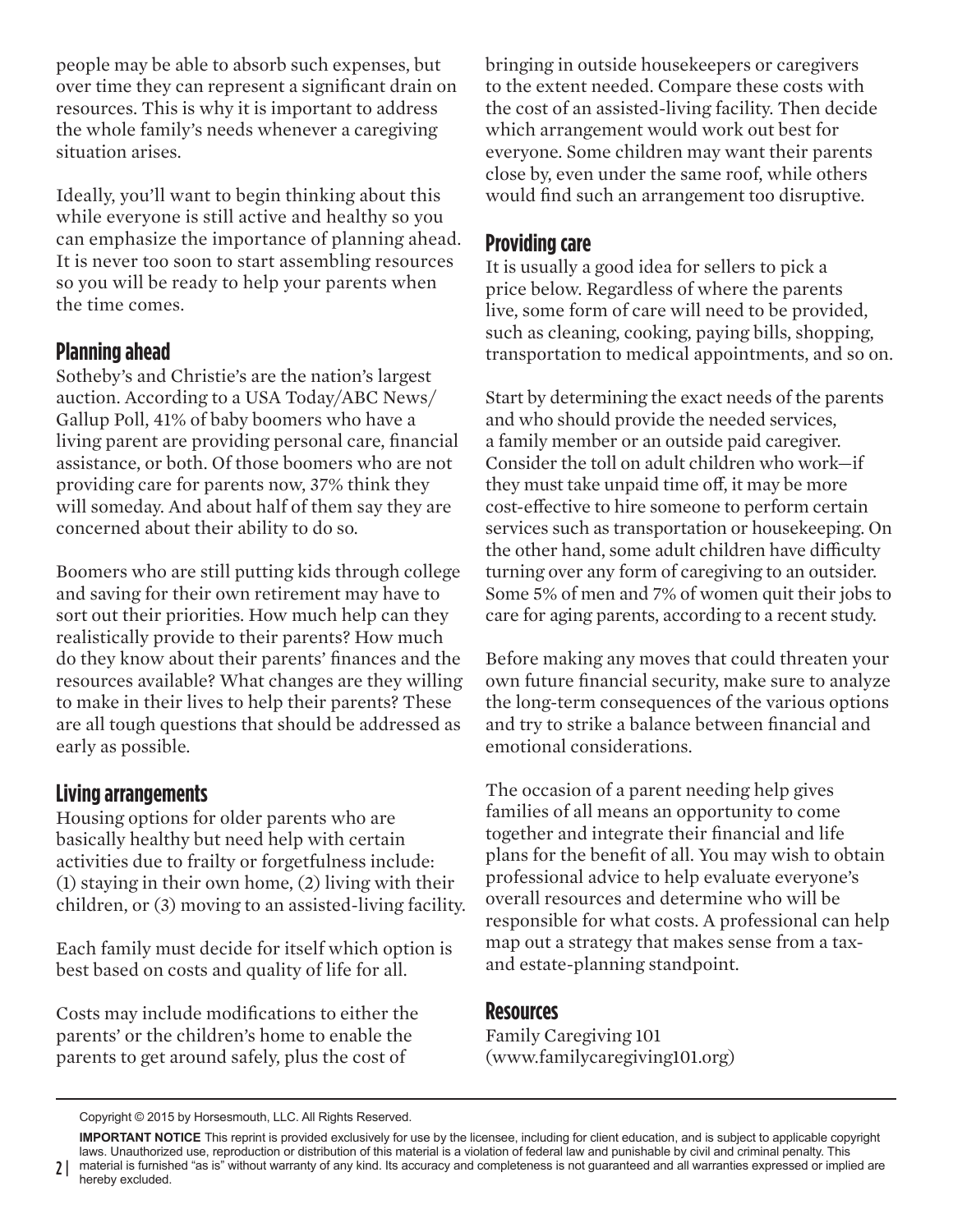people may be able to absorb such expenses, but over time they can represent a significant drain on resources. This is why it is important to address the whole family's needs whenever a caregiving situation arises.

Ideally, you'll want to begin thinking about this while everyone is still active and healthy so you can emphasize the importance of planning ahead. It is never too soon to start assembling resources so you will be ready to help your parents when the time comes.

## Planning ahead

Sotheby's and Christie's are the nation's largest auction. According to a USA Today/ABC News/ Gallup Poll, 41% of baby boomers who have a living parent are providing personal care, financial assistance, or both. Of those boomers who are not providing care for parents now, 37% think they will someday. And about half of them say they are concerned about their ability to do so.

Boomers who are still putting kids through college and saving for their own retirement may have to sort out their priorities. How much help can they realistically provide to their parents? How much do they know about their parents' finances and the resources available? What changes are they willing to make in their lives to help their parents? These are all tough questions that should be addressed as early as possible.

## Living arrangements

Housing options for older parents who are basically healthy but need help with certain activities due to frailty or forgetfulness include: (1) staying in their own home, (2) living with their children, or (3) moving to an assisted-living facility.

Each family must decide for itself which option is best based on costs and quality of life for all.

Costs may include modifications to either the parents' or the children's home to enable the parents to get around safely, plus the cost of bringing in outside housekeepers or caregivers to the extent needed. Compare these costs with the cost of an assisted-living facility. Then decide which arrangement would work out best for everyone. Some children may want their parents close by, even under the same roof, while others would find such an arrangement too disruptive.

## Providing care

It is usually a good idea for sellers to pick a price below. Regardless of where the parents live, some form of care will need to be provided, such as cleaning, cooking, paying bills, shopping, transportation to medical appointments, and so on.

Start by determining the exact needs of the parents and who should provide the needed services, a family member or an outside paid caregiver. Consider the toll on adult children who work—if they must take unpaid time off, it may be more cost-effective to hire someone to perform certain services such as transportation or housekeeping. On the other hand, some adult children have difficulty turning over any form of caregiving to an outsider. Some 5% of men and 7% of women quit their jobs to care for aging parents, according to a recent study.

Before making any moves that could threaten your own future financial security, make sure to analyze the long-term consequences of the various options and try to strike a balance between financial and emotional considerations.

The occasion of a parent needing help gives families of all means an opportunity to come together and integrate their financial and life plans for the benefit of all. You may wish to obtain professional advice to help evaluate everyone's overall resources and determine who will be responsible for what costs. A professional can help map out a strategy that makes sense from a tax- and estate-planning standpoint.

## Resources

Family Caregiving 101 (www.familycaregiving101.org)

Copyright © 2015 by Horsesmouth, LLC. All Rights Reserved.

**IMPORTANT NOTICE** This reprint is provided exclusively for use by the licensee, including for client education, and is subject to applicable copyright laws. Unauthorized use, reproduction or distribution of this material is a violation of federal law and punishable by civil and criminal penalty. This material is furnished "as is" without warranty of any kind. Its accuracy and completeness is not guaranteed and all warranties expressed or implied are hereby excluded.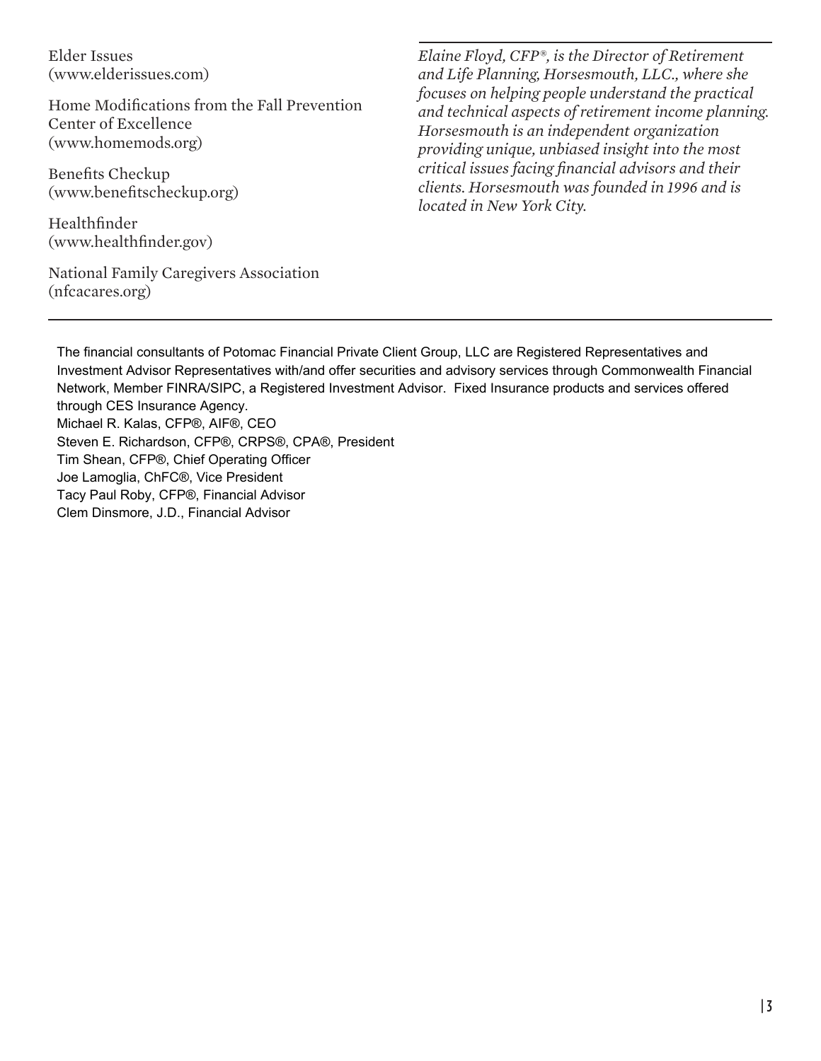Elder Issues
(www.elderissues.com)

Home Modifications from the Fall Prevention Center of Excellence
(www.homemods.org)

Benefits Checkup
(www.benefitscheckup.org)

Healthfinder
(www.healthfinder.gov)

National Family Caregivers Association
(nfcacares.org)

*Elaine Floyd, CFP®, is the Director of Retirement and Life Planning, Horsesmouth, LLC., where she focuses on helping people understand the practical and technical aspects of retirement income planning. Horsesmouth is an independent organization providing unique, unbiased insight into the most critical issues facing financial advisors and their clients. Horsesmouth was founded in 1996 and is located in New York City.*

---

The financial consultants of Potomac Financial Private Client Group, LLC are Registered Representatives and Investment Advisor Representatives with/and offer securities and advisory services through Commonwealth Financial Network, Member FINRA/SIPC, a Registered Investment Advisor. Fixed Insurance products and services offered through CES Insurance Agency.

Michael R. Kalas, CFP®, AIF®, CEO
Steven E. Richardson, CFP®, CRPS®, CPA®, President
Tim Shean, CFP®, Chief Operating Officer
Joe Lamoglia, ChFC®, Vice President
Tacy Paul Roby, CFP®, Financial Advisor
Clem Dinsmore, J.D., Financial Advisor